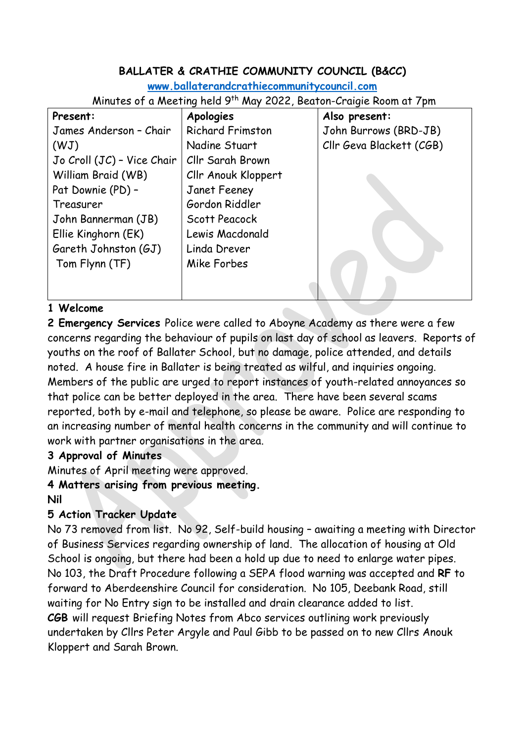**BALLATER & CRATHIE COMMUNITY COUNCIL (B&CC)**

[www.ballaterandcrathiecommunitycouncil.com](http://www.ballaterandcrathiecommunitycouncil.com)

Minutes of a Meeting held 9th May 2022, Beaton-Craigie Room at 7pm

| Present: | Apologies | Also present: |
|---|---|---|
| James Anderson – Chair (WJ) | Richard Frimston | John Burrows (BRD-JB) |
| Jo Croll (JC) – Vice Chair | Nadine Stuart | Cllr Geva Blackett (CGB) |
| William Braid (WB) | Cllr Sarah Brown | |
| Pat Downie (PD) – Treasurer | Cllr Anouk Kloppert | |
| John Bannerman (JB) | Janet Feeney | |
| Ellie Kinghorn (EK) | Gordon Riddler | |
| Gareth Johnston (GJ) | Scott Peacock | |
| Tom Flynn (TF) | Lewis Macdonald | |
| | Linda Drever | |
| | Mike Forbes | |

**1 Welcome**

**2 Emergency Services** Police were called to Aboyne Academy as there were a few concerns regarding the behaviour of pupils on last day of school as leavers. Reports of youths on the roof of Ballater School, but no damage, police attended, and details noted. A house fire in Ballater is being treated as wilful, and inquiries ongoing. Members of the public are urged to report instances of youth-related annoyances so that police can be better deployed in the area. There have been several scams reported, both by e-mail and telephone, so please be aware. Police are responding to an increasing number of mental health concerns in the community and will continue to work with partner organisations in the area.

**3 Approval of Minutes**

Minutes of April meeting were approved.

**4 Matters arising from previous meeting.**

**Nil**

**5 Action Tracker Update**

No 73 removed from list. No 92, Self-build housing – awaiting a meeting with Director of Business Services regarding ownership of land. The allocation of housing at Old School is ongoing, but there had been a hold up due to need to enlarge water pipes. No 103, the Draft Procedure following a SEPA flood warning was accepted and **RF** to forward to Aberdeenshire Council for consideration. No 105, Deebank Road, still waiting for No Entry sign to be installed and drain clearance added to list.

***CGB*** will request Briefing Notes from Abco services outlining work previously undertaken by Cllrs Peter Argyle and Paul Gibb to be passed on to new Cllrs Anouk Kloppert and Sarah Brown.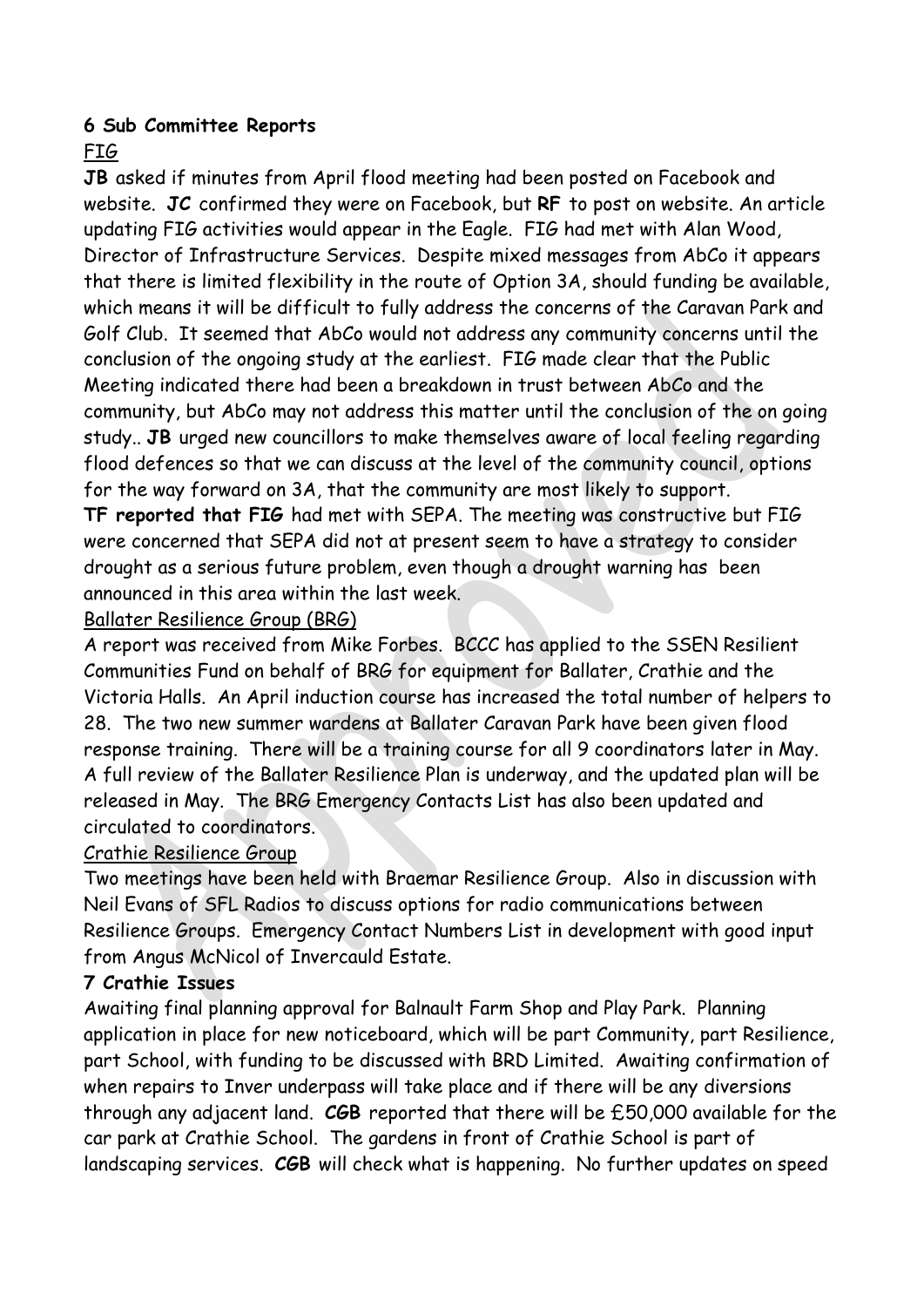**6 Sub Committee Reports**

FIG

**JB** asked if minutes from April flood meeting had been posted on Facebook and website. **JC** confirmed they were on Facebook, but **RF** to post on website. An article updating FIG activities would appear in the Eagle. FIG had met with Alan Wood, Director of Infrastructure Services. Despite mixed messages from AbCo it appears that there is limited flexibility in the route of Option 3A, should funding be available, which means it will be difficult to fully address the concerns of the Caravan Park and Golf Club. It seemed that AbCo would not address any community concerns until the conclusion of the ongoing study at the earliest. FIG made clear that the Public Meeting indicated there had been a breakdown in trust between AbCo and the community, but AbCo may not address this matter until the conclusion of the on going study.. **JB** urged new councillors to make themselves aware of local feeling regarding flood defences so that we can discuss at the level of the community council, options for the way forward on 3A, that the community are most likely to support.

**TF reported that FIG** had met with SEPA. The meeting was constructive but FIG were concerned that SEPA did not at present seem to have a strategy to consider drought as a serious future problem, even though a drought warning has been announced in this area within the last week.

Ballater Resilience Group (BRG)

A report was received from Mike Forbes. BCCC has applied to the SSEN Resilient Communities Fund on behalf of BRG for equipment for Ballater, Crathie and the Victoria Halls. An April induction course has increased the total number of helpers to 28. The two new summer wardens at Ballater Caravan Park have been given flood response training. There will be a training course for all 9 coordinators later in May. A full review of the Ballater Resilience Plan is underway, and the updated plan will be released in May. The BRG Emergency Contacts List has also been updated and circulated to coordinators.

Crathie Resilience Group

Two meetings have been held with Braemar Resilience Group. Also in discussion with Neil Evans of SFL Radios to discuss options for radio communications between Resilience Groups. Emergency Contact Numbers List in development with good input from Angus McNicol of Invercauld Estate.

**7 Crathie Issues**

Awaiting final planning approval for Balnault Farm Shop and Play Park. Planning application in place for new noticeboard, which will be part Community, part Resilience, part School, with funding to be discussed with BRD Limited. Awaiting confirmation of when repairs to Inver underpass will take place and if there will be any diversions through any adjacent land. **CGB** reported that there will be £50,000 available for the car park at Crathie School. The gardens in front of Crathie School is part of landscaping services. **CGB** will check what is happening. No further updates on speed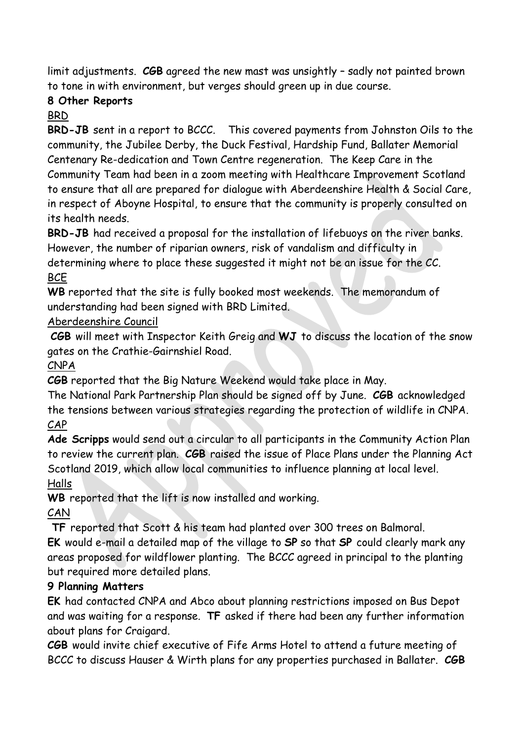limit adjustments. **CGB** agreed the new mast was unsightly – sadly not painted brown to tone in with environment, but verges should green up in due course.

**8 Other Reports**

BRD

**BRD-JB** sent in a report to BCCC. This covered payments from Johnston Oils to the community, the Jubilee Derby, the Duck Festival, Hardship Fund, Ballater Memorial Centenary Re-dedication and Town Centre regeneration. The Keep Care in the Community Team had been in a zoom meeting with Healthcare Improvement Scotland to ensure that all are prepared for dialogue with Aberdeenshire Health & Social Care, in respect of Aboyne Hospital, to ensure that the community is properly consulted on its health needs.

**BRD-JB** had received a proposal for the installation of lifebuoys on the river banks. However, the number of riparian owners, risk of vandalism and difficulty in determining where to place these suggested it might not be an issue for the CC.

BCE

**WB** reported that the site is fully booked most weekends. The memorandum of understanding had been signed with BRD Limited.

Aberdeenshire Council

**CGB** will meet with Inspector Keith Greig and **WJ** to discuss the location of the snow gates on the Crathie-Gairnshiel Road.

CNPA

**CGB** reported that the Big Nature Weekend would take place in May.

The National Park Partnership Plan should be signed off by June. **CGB** acknowledged the tensions between various strategies regarding the protection of wildlife in CNPA.

CAP

**Ade Scripps** would send out a circular to all participants in the Community Action Plan to review the current plan. **CGB** raised the issue of Place Plans under the Planning Act Scotland 2019, which allow local communities to influence planning at local level.

Halls

**WB** reported that the lift is now installed and working.

CAN

**TF** reported that Scott & his team had planted over 300 trees on Balmoral.

**EK** would e-mail a detailed map of the village to **SP** so that **SP** could clearly mark any areas proposed for wildflower planting. The BCCC agreed in principal to the planting but required more detailed plans.

**9 Planning Matters**

**EK** had contacted CNPA and Abco about planning restrictions imposed on Bus Depot and was waiting for a response. **TF** asked if there had been any further information about plans for Craigard.

**CGB** would invite chief executive of Fife Arms Hotel to attend a future meeting of BCCC to discuss Hauser & Wirth plans for any properties purchased in Ballater. **CGB**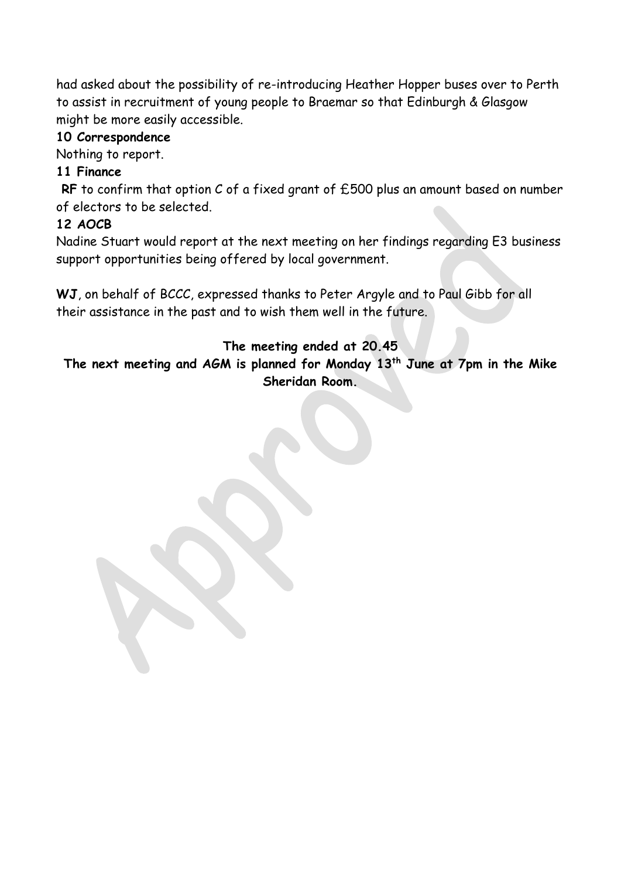had asked about the possibility of re-introducing Heather Hopper buses over to Perth to assist in recruitment of young people to Braemar so that Edinburgh & Glasgow might be more easily accessible.

**10 Correspondence**

Nothing to report.

**11 Finance**

**RF** to confirm that option C of a fixed grant of £500 plus an amount based on number of electors to be selected.

**12 AOCB**

Nadine Stuart would report at the next meeting on her findings regarding E3 business support opportunities being offered by local government.

**WJ**, on behalf of BCCC, expressed thanks to Peter Argyle and to Paul Gibb for all their assistance in the past and to wish them well in the future.

**The meeting ended at 20.45**

**The next meeting and AGM is planned for Monday 13th June at 7pm in the Mike Sheridan Room.**